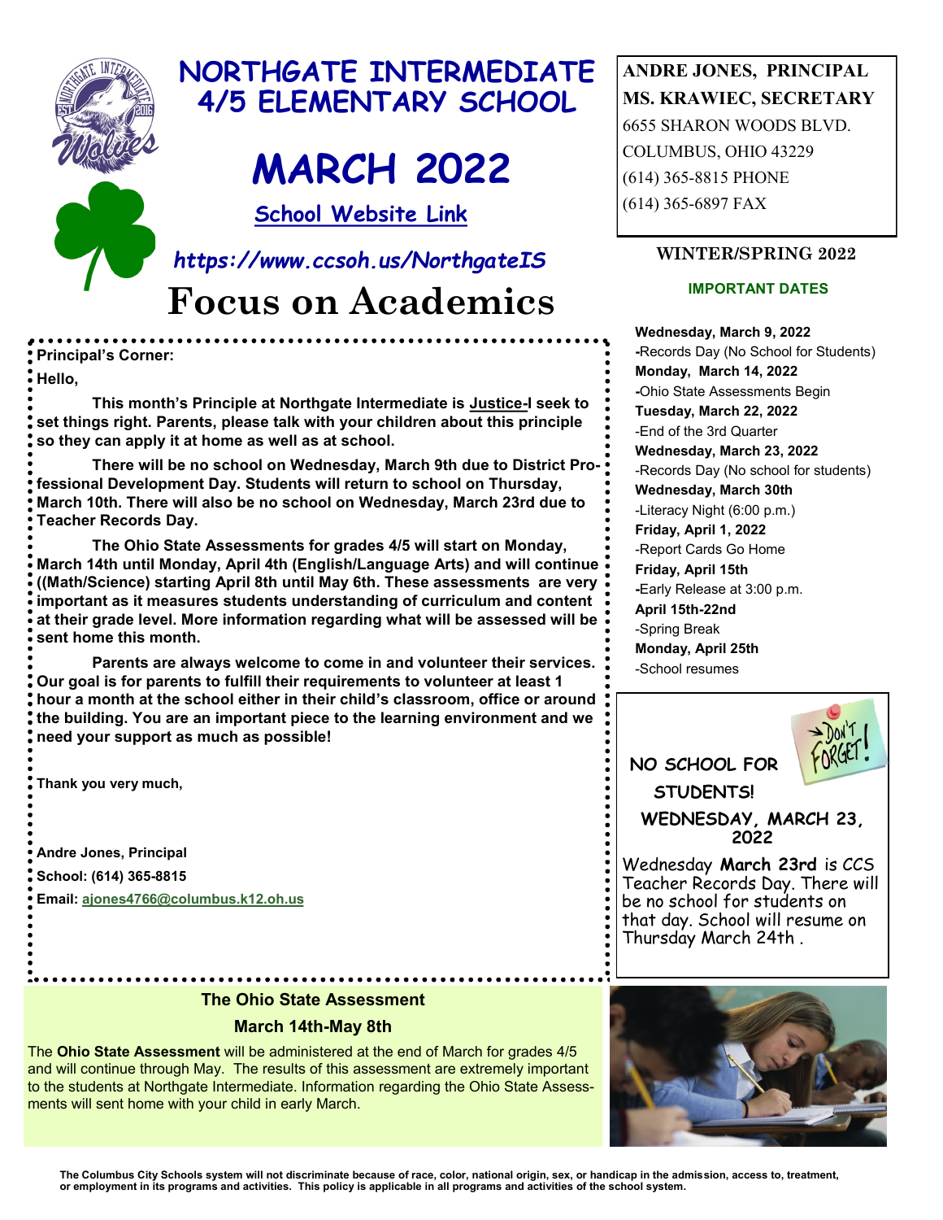# NORTHGATE INTERMEDIATE 4/5 ELEMENTARY SCHOOL

# MARCH 2022

School Website Link

*https://www.ccsoh.us/NorthgateIS*

# Focus on Academics

**ANDRE JONES, PRINCIPAL**
**MS. KRAWIEC, SECRETARY**
6655 SHARON WOODS BLVD.
COLUMBUS, OHIO 43229
(614) 365-8815 PHONE
(614) 365-6897 FAX

**Principal's Corner:**

**Hello,**

**This month's Principle at Northgate Intermediate is Justice-I seek to set things right. Parents, please talk with your children about this principle so they can apply it at home as well as at school.**

**There will be no school on Wednesday, March 9th due to District Professional Development Day. Students will return to school on Thursday, March 10th. There will also be no school on Wednesday, March 23rd due to Teacher Records Day.**

**The Ohio State Assessments for grades 4/5 will start on Monday, March 14th until Monday, April 4th (English/Language Arts) and will continue ((Math/Science) starting April 8th until May 6th. These assessments are very important as it measures students understanding of curriculum and content at their grade level. More information regarding what will be assessed will be sent home this month.**

**Parents are always welcome to come in and volunteer their services. Our goal is for parents to fulfill their requirements to volunteer at least 1 hour a month at the school either in their child's classroom, office or around the building. You are an important piece to the learning environment and we need your support as much as possible!**

**Thank you very much,**

**Andre Jones, Principal**
**School: (614) 365-8815**
**Email: ajones4766@columbus.k12.oh.us**

## WINTER/SPRING 2022

### IMPORTANT DATES

**Wednesday, March 9, 2022**
-Records Day (No School for Students)
**Monday, March 14, 2022**
-Ohio State Assessments Begin
**Tuesday, March 22, 2022**
-End of the 3rd Quarter
**Wednesday, March 23, 2022**
-Records Day (No school for students)
**Wednesday, March 30th**
-Literacy Night (6:00 p.m.)
**Friday, April 1, 2022**
-Report Cards Go Home
**Friday, April 15th**
-Early Release at 3:00 p.m.
**April 15th-22nd**
-Spring Break
**Monday, April 25th**
-School resumes

**NO SCHOOL FOR STUDENTS!**

**WEDNESDAY, MARCH 23, 2022**

Wednesday **March 23rd** is CCS Teacher Records Day. There will be no school for students on that day. School will resume on Thursday March 24th .

### The Ohio State Assessment

### March 14th-May 8th

The **Ohio State Assessment** will be administered at the end of March for grades 4/5 and will continue through May. The results of this assessment are extremely important to the students at Northgate Intermediate. Information regarding the Ohio State Assessments will sent home with your child in early March.

**The Columbus City Schools system will not discriminate because of race, color, national origin, sex, or handicap in the admission, access to, treatment, or employment in its programs and activities. This policy is applicable in all programs and activities of the school system.**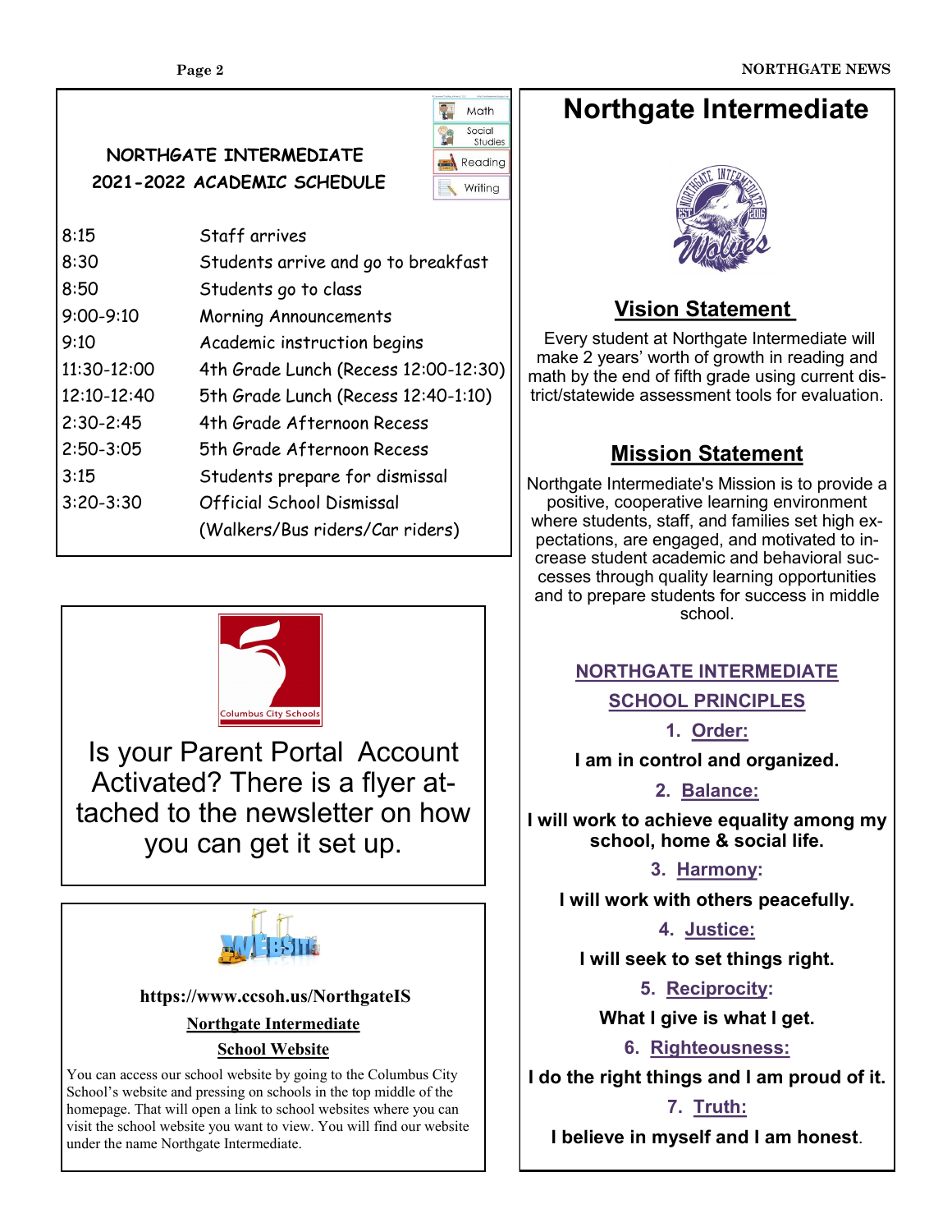## NORTHGATE INTERMEDIATE 2021-2022 ACADEMIC SCHEDULE

Math
Social Studies
Reading
Writing

| | |
|---|---|
| 8:15 | Staff arrives |
| 8:30 | Students arrive and go to breakfast |
| 8:50 | Students go to class |
| 9:00-9:10 | Morning Announcements |
| 9:10 | Academic instruction begins |
| 11:30-12:00 | 4th Grade Lunch (Recess 12:00-12:30) |
| 12:10-12:40 | 5th Grade Lunch (Recess 12:40-1:10) |
| 2:30-2:45 | 4th Grade Afternoon Recess |
| 2:50-3:05 | 5th Grade Afternoon Recess |
| 3:15 | Students prepare for dismissal |
| 3:20-3:30 | Official School Dismissal (Walkers/Bus riders/Car riders) |

Columbus City Schools

Is your Parent Portal Account Activated? There is a flyer attached to the newsletter on how you can get it set up.

WEBSITE

**https://www.ccsoh.us/NorthgateIS**

**Northgate Intermediate**

**School Website**

You can access our school website by going to the Columbus City School's website and pressing on schools in the top middle of the homepage. That will open a link to school websites where you can visit the school website you want to view. You will find our website under the name Northgate Intermediate.

# Northgate Intermediate

NORTHGATE INTERMEDIATE EST 2016 Wolves

## Vision Statement

Every student at Northgate Intermediate will make 2 years' worth of growth in reading and math by the end of fifth grade using current district/statewide assessment tools for evaluation.

## Mission Statement

Northgate Intermediate's Mission is to provide a positive, cooperative learning environment where students, staff, and families set high expectations, are engaged, and motivated to increase student academic and behavioral successes through quality learning opportunities and to prepare students for success in middle school.

## NORTHGATE INTERMEDIATE SCHOOL PRINCIPLES

1. **Order:**

   **I am in control and organized.**

2. **Balance:**

   **I will work to achieve equality among my school, home & social life.**

3. **Harmony:**

   **I will work with others peacefully.**

4. **Justice:**

   **I will seek to set things right.**

5. **Reciprocity:**

   **What I give is what I get.**

6. **Righteousness:**

   **I do the right things and I am proud of it.**

7. **Truth:**

   **I believe in myself and I am honest.**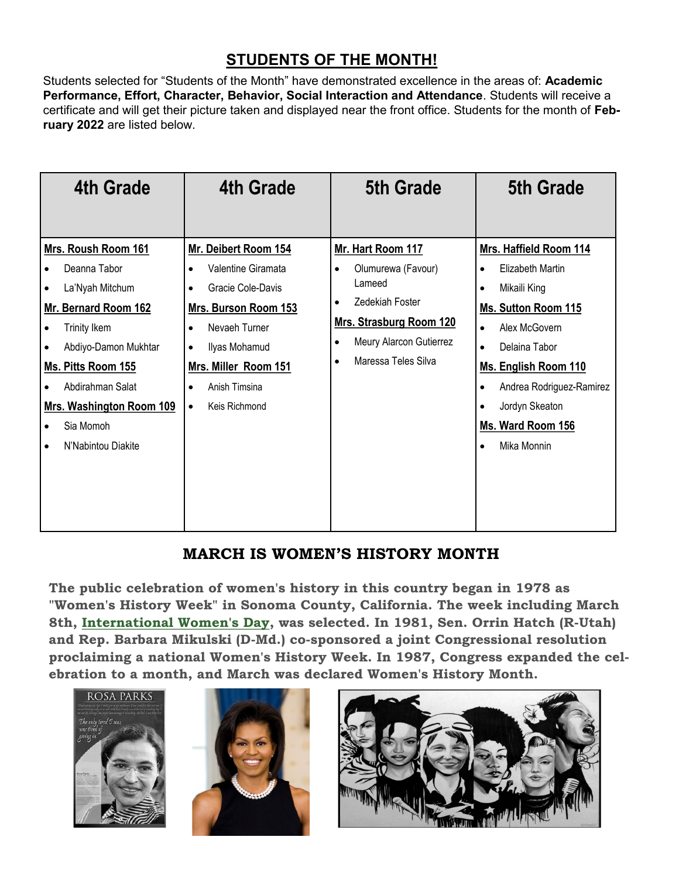## STUDENTS OF THE MONTH!

Students selected for "Students of the Month" have demonstrated excellence in the areas of: **Academic Performance, Effort, Character, Behavior, Social Interaction and Attendance**. Students will receive a certificate and will get their picture taken and displayed near the front office. Students for the month of **February 2022** are listed below.

| 4th Grade | 4th Grade | 5th Grade | 5th Grade |
|---|---|---|---|
| **Mrs. Roush Room 161**<br>• Deanna Tabor<br>• La'Nyah Mitchum<br>**Mr. Bernard Room 162**<br>• Trinity Ikem<br>• Abdiyo-Damon Mukhtar<br>**Ms. Pitts Room 155**<br>• Abdirahman Salat<br>**Mrs. Washington Room 109**<br>• Sia Momoh<br>• N'Nabintou Diakite | **Mr. Deibert Room 154**<br>• Valentine Giramata<br>• Gracie Cole-Davis<br>**Mrs. Burson Room 153**<br>• Nevaeh Turner<br>• Ilyas Mohamud<br>**Mrs. Miller Room 151**<br>• Anish Timsina<br>• Keis Richmond | **Mr. Hart Room 117**<br>• Olumurewa (Favour) Lameed<br>• Zedekiah Foster<br>**Mrs. Strasburg Room 120**<br>• Meury Alarcon Gutierrez<br>• Maressa Teles Silva | **Mrs. Haffield Room 114**<br>• Elizabeth Martin<br>• Mikaili King<br>**Ms. Sutton Room 115**<br>• Alex McGovern<br>• Delaina Tabor<br>**Ms. English Room 110**<br>• Andrea Rodriguez-Ramirez<br>• Jordyn Skeaton<br>**Ms. Ward Room 156**<br>• Mika Monnin |

## MARCH IS WOMEN'S HISTORY MONTH

**The public celebration of women's history in this country began in 1978 as "Women's History Week" in Sonoma County, California. The week including March 8th, International Women's Day, was selected. In 1981, Sen. Orrin Hatch (R-Utah) and Rep. Barbara Mikulski (D-Md.) co-sponsored a joint Congressional resolution proclaiming a national Women's History Week. In 1987, Congress expanded the celebration to a month, and March was declared Women's History Month.**